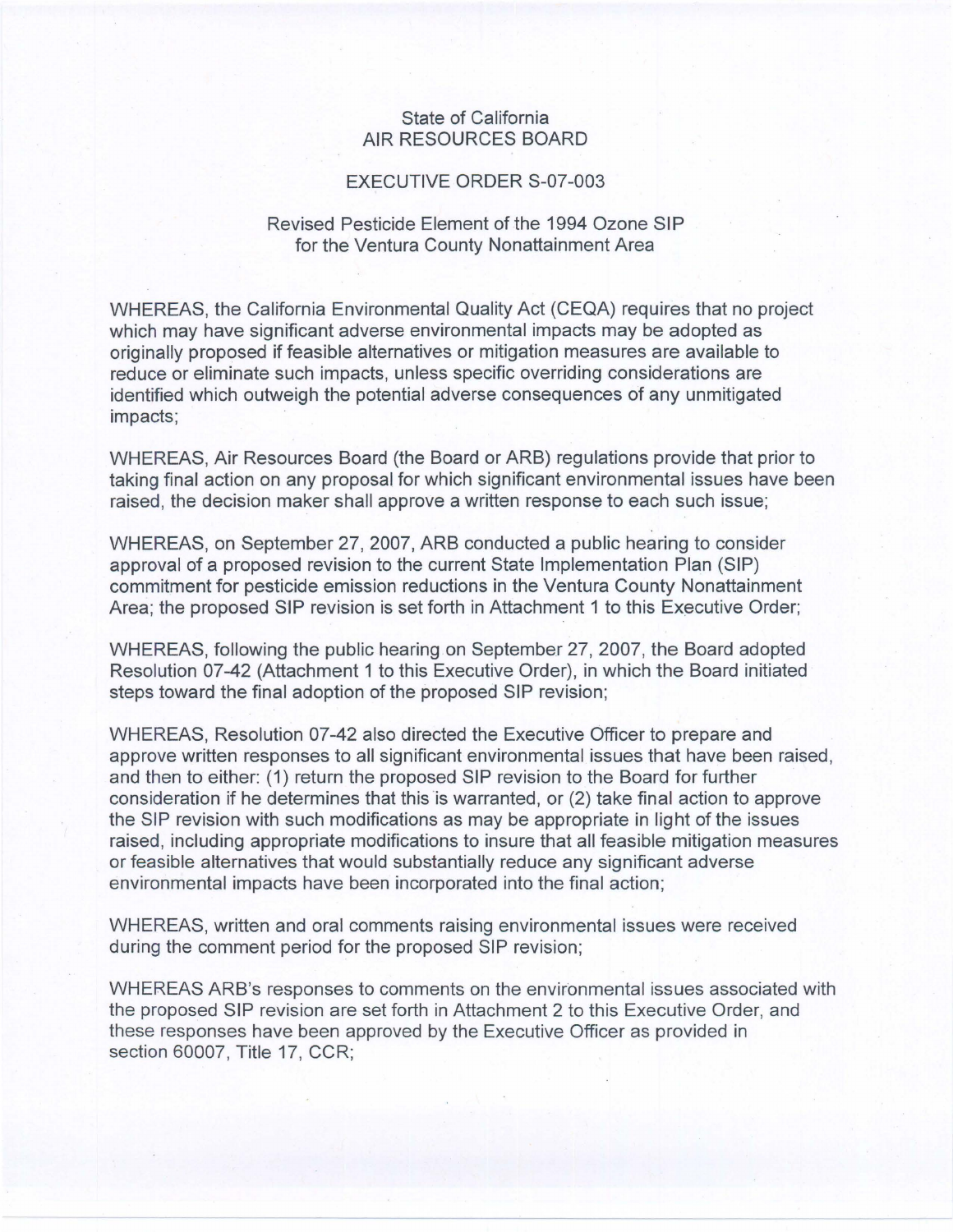State of California
AIR RESOURCES BOARD

EXECUTIVE ORDER S-07-003

Revised Pesticide Element of the 1994 Ozone SIP
for the Ventura County Nonattainment Area

WHEREAS, the California Environmental Quality Act (CEQA) requires that no project which may have significant adverse environmental impacts may be adopted as originally proposed if feasible alternatives or mitigation measures are available to reduce or eliminate such impacts, unless specific overriding considerations are identified which outweigh the potential adverse consequences of any unmitigated impacts;

WHEREAS, Air Resources Board (the Board or ARB) regulations provide that prior to taking final action on any proposal for which significant environmental issues have been raised, the decision maker shall approve a written response to each such issue;

WHEREAS, on September 27, 2007, ARB conducted a public hearing to consider approval of a proposed revision to the current State Implementation Plan (SIP) commitment for pesticide emission reductions in the Ventura County Nonattainment Area; the proposed SIP revision is set forth in Attachment 1 to this Executive Order;

WHEREAS, following the public hearing on September 27, 2007, the Board adopted Resolution 07-42 (Attachment 1 to this Executive Order), in which the Board initiated steps toward the final adoption of the proposed SIP revision;

WHEREAS, Resolution 07-42 also directed the Executive Officer to prepare and approve written responses to all significant environmental issues that have been raised, and then to either: (1) return the proposed SIP revision to the Board for further consideration if he determines that this is warranted, or (2) take final action to approve the SIP revision with such modifications as may be appropriate in light of the issues raised, including appropriate modifications to insure that all feasible mitigation measures or feasible alternatives that would substantially reduce any significant adverse environmental impacts have been incorporated into the final action;

WHEREAS, written and oral comments raising environmental issues were received during the comment period for the proposed SIP revision;

WHEREAS ARB's responses to comments on the environmental issues associated with the proposed SIP revision are set forth in Attachment 2 to this Executive Order, and these responses have been approved by the Executive Officer as provided in section 60007, Title 17, CCR;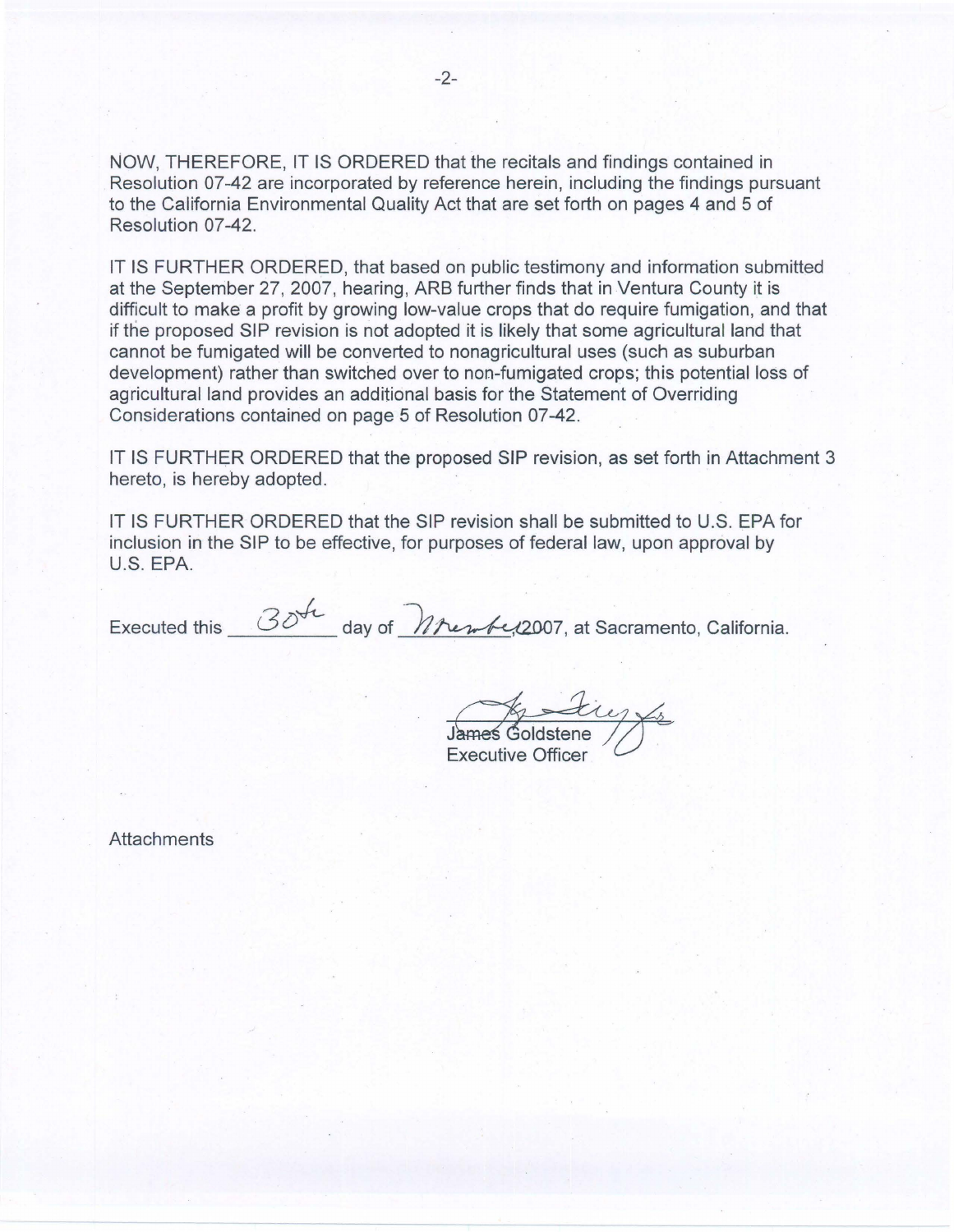NOW, THEREFORE, IT IS ORDERED that the recitals and findings contained in Resolution 07-42 are incorporated by reference herein, including the findings pursuant to the California Environmental Quality Act that are set forth on pages 4 and 5 of Resolution 07-42.

IT IS FURTHER ORDERED, that based on public testimony and information submitted at the September 27, 2007, hearing, ARB further finds that in Ventura County it is difficult to make a profit by growing low-value crops that do require fumigation, and that if the proposed SIP revision is not adopted it is likely that some agricultural land that cannot be fumigated will be converted to nonagricultural uses (such as suburban development) rather than switched over to non-fumigated crops; this potential loss of agricultural land provides an additional basis for the Statement of Overriding Considerations contained on page 5 of Resolution 07-42.

IT IS FURTHER ORDERED that the proposed SIP revision, as set forth in Attachment 3 hereto, is hereby adopted.

IT IS FURTHER ORDERED that the SIP revision shall be submitted to U.S. EPA for inclusion in the SIP to be effective, for purposes of federal law, upon approval by U.S. EPA.

Executed this 30th day of November, 2007, at Sacramento, California.

James Goldstene
Executive Officer

Attachments